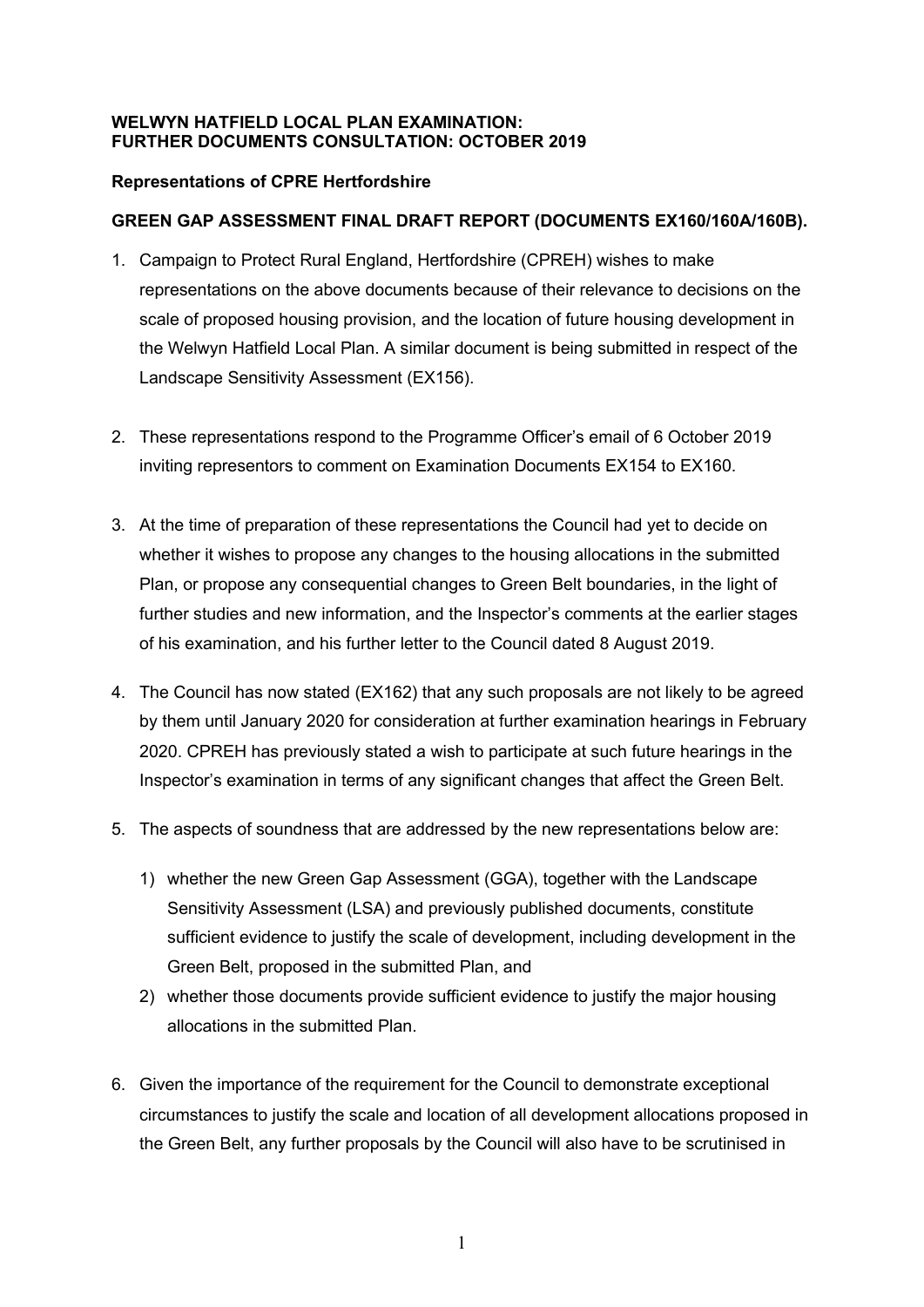**WELWYN HATFIELD LOCAL PLAN EXAMINATION:**
**FURTHER DOCUMENTS CONSULTATION: OCTOBER 2019**

**Representations of CPRE Hertfordshire**

**GREEN GAP ASSESSMENT FINAL DRAFT REPORT (DOCUMENTS EX160/160A/160B).**

1. Campaign to Protect Rural England, Hertfordshire (CPREH) wishes to make representations on the above documents because of their relevance to decisions on the scale of proposed housing provision, and the location of future housing development in the Welwyn Hatfield Local Plan. A similar document is being submitted in respect of the Landscape Sensitivity Assessment (EX156).

2. These representations respond to the Programme Officer's email of 6 October 2019 inviting representors to comment on Examination Documents EX154 to EX160.

3. At the time of preparation of these representations the Council had yet to decide on whether it wishes to propose any changes to the housing allocations in the submitted Plan, or propose any consequential changes to Green Belt boundaries, in the light of further studies and new information, and the Inspector's comments at the earlier stages of his examination, and his further letter to the Council dated 8 August 2019.

4. The Council has now stated (EX162) that any such proposals are not likely to be agreed by them until January 2020 for consideration at further examination hearings in February 2020. CPREH has previously stated a wish to participate at such future hearings in the Inspector's examination in terms of any significant changes that affect the Green Belt.

5. The aspects of soundness that are addressed by the new representations below are:

   1) whether the new Green Gap Assessment (GGA), together with the Landscape Sensitivity Assessment (LSA) and previously published documents, constitute sufficient evidence to justify the scale of development, including development in the Green Belt, proposed in the submitted Plan, and
   2) whether those documents provide sufficient evidence to justify the major housing allocations in the submitted Plan.

6. Given the importance of the requirement for the Council to demonstrate exceptional circumstances to justify the scale and location of all development allocations proposed in the Green Belt, any further proposals by the Council will also have to be scrutinised in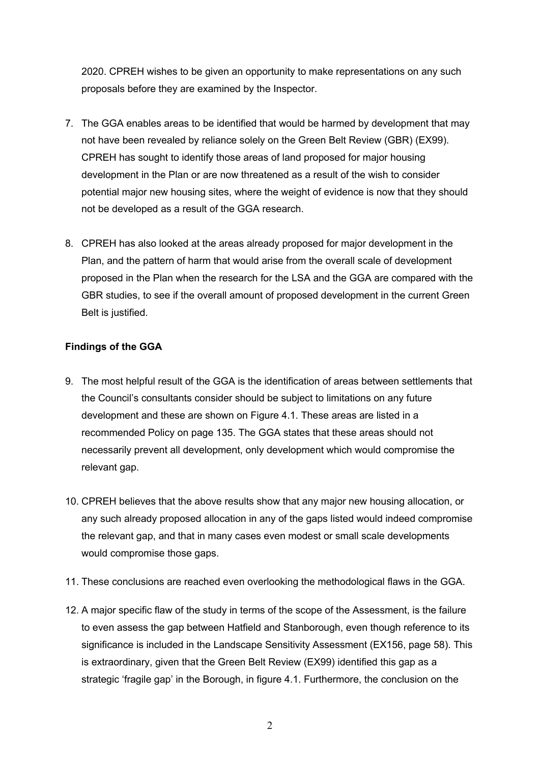2020. CPREH wishes to be given an opportunity to make representations on any such proposals before they are examined by the Inspector.

7. The GGA enables areas to be identified that would be harmed by development that may not have been revealed by reliance solely on the Green Belt Review (GBR) (EX99). CPREH has sought to identify those areas of land proposed for major housing development in the Plan or are now threatened as a result of the wish to consider potential major new housing sites, where the weight of evidence is now that they should not be developed as a result of the GGA research.

8. CPREH has also looked at the areas already proposed for major development in the Plan, and the pattern of harm that would arise from the overall scale of development proposed in the Plan when the research for the LSA and the GGA are compared with the GBR studies, to see if the overall amount of proposed development in the current Green Belt is justified.

**Findings of the GGA**

9. The most helpful result of the GGA is the identification of areas between settlements that the Council's consultants consider should be subject to limitations on any future development and these are shown on Figure 4.1. These areas are listed in a recommended Policy on page 135. The GGA states that these areas should not necessarily prevent all development, only development which would compromise the relevant gap.

10. CPREH believes that the above results show that any major new housing allocation, or any such already proposed allocation in any of the gaps listed would indeed compromise the relevant gap, and that in many cases even modest or small scale developments would compromise those gaps.

11. These conclusions are reached even overlooking the methodological flaws in the GGA.

12. A major specific flaw of the study in terms of the scope of the Assessment, is the failure to even assess the gap between Hatfield and Stanborough, even though reference to its significance is included in the Landscape Sensitivity Assessment (EX156, page 58). This is extraordinary, given that the Green Belt Review (EX99) identified this gap as a strategic 'fragile gap' in the Borough, in figure 4.1. Furthermore, the conclusion on the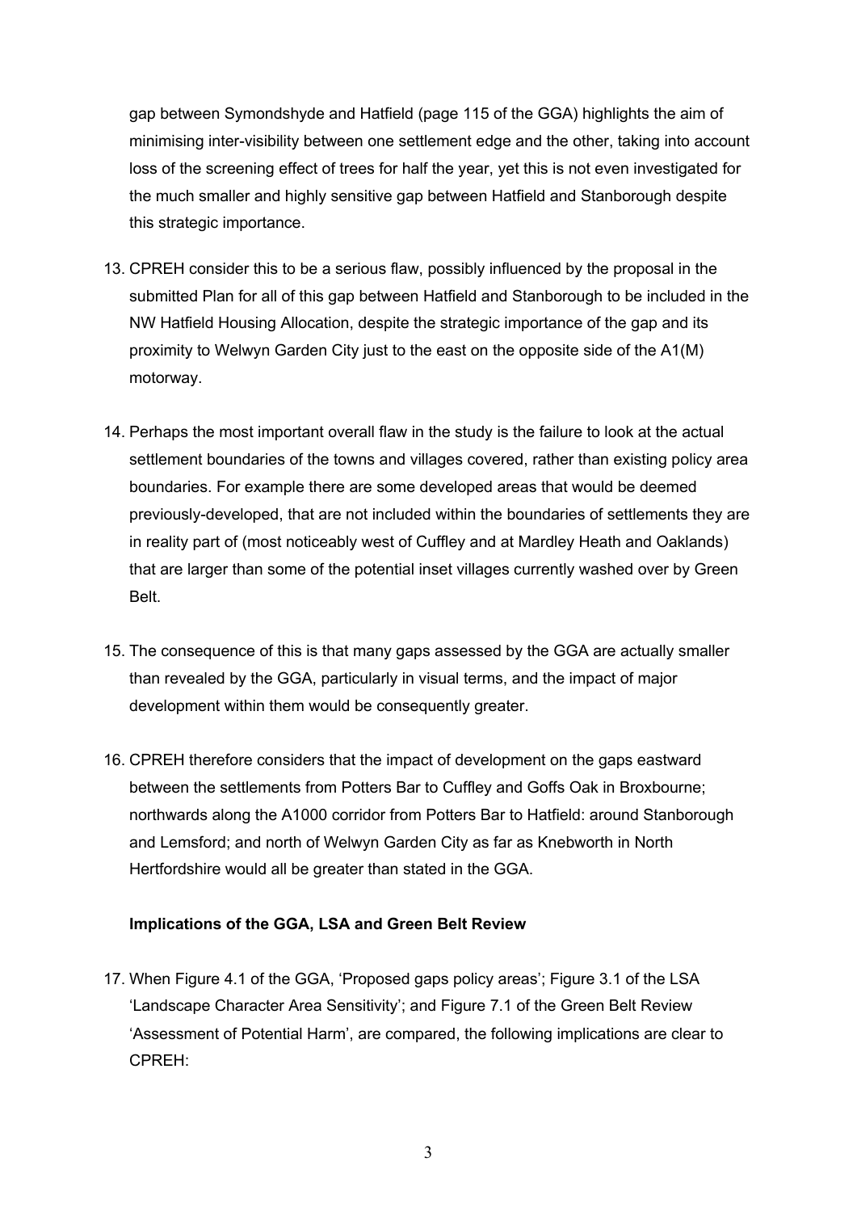gap between Symondshyde and Hatfield (page 115 of the GGA) highlights the aim of minimising inter-visibility between one settlement edge and the other, taking into account loss of the screening effect of trees for half the year, yet this is not even investigated for the much smaller and highly sensitive gap between Hatfield and Stanborough despite this strategic importance.

13. CPREH consider this to be a serious flaw, possibly influenced by the proposal in the submitted Plan for all of this gap between Hatfield and Stanborough to be included in the NW Hatfield Housing Allocation, despite the strategic importance of the gap and its proximity to Welwyn Garden City just to the east on the opposite side of the A1(M) motorway.

14. Perhaps the most important overall flaw in the study is the failure to look at the actual settlement boundaries of the towns and villages covered, rather than existing policy area boundaries. For example there are some developed areas that would be deemed previously-developed, that are not included within the boundaries of settlements they are in reality part of (most noticeably west of Cuffley and at Mardley Heath and Oaklands) that are larger than some of the potential inset villages currently washed over by Green Belt.

15. The consequence of this is that many gaps assessed by the GGA are actually smaller than revealed by the GGA, particularly in visual terms, and the impact of major development within them would be consequently greater.

16. CPREH therefore considers that the impact of development on the gaps eastward between the settlements from Potters Bar to Cuffley and Goffs Oak in Broxbourne; northwards along the A1000 corridor from Potters Bar to Hatfield: around Stanborough and Lemsford; and north of Welwyn Garden City as far as Knebworth in North Hertfordshire would all be greater than stated in the GGA.

**Implications of the GGA, LSA and Green Belt Review**

17. When Figure 4.1 of the GGA, 'Proposed gaps policy areas'; Figure 3.1 of the LSA 'Landscape Character Area Sensitivity'; and Figure 7.1 of the Green Belt Review 'Assessment of Potential Harm', are compared, the following implications are clear to CPREH: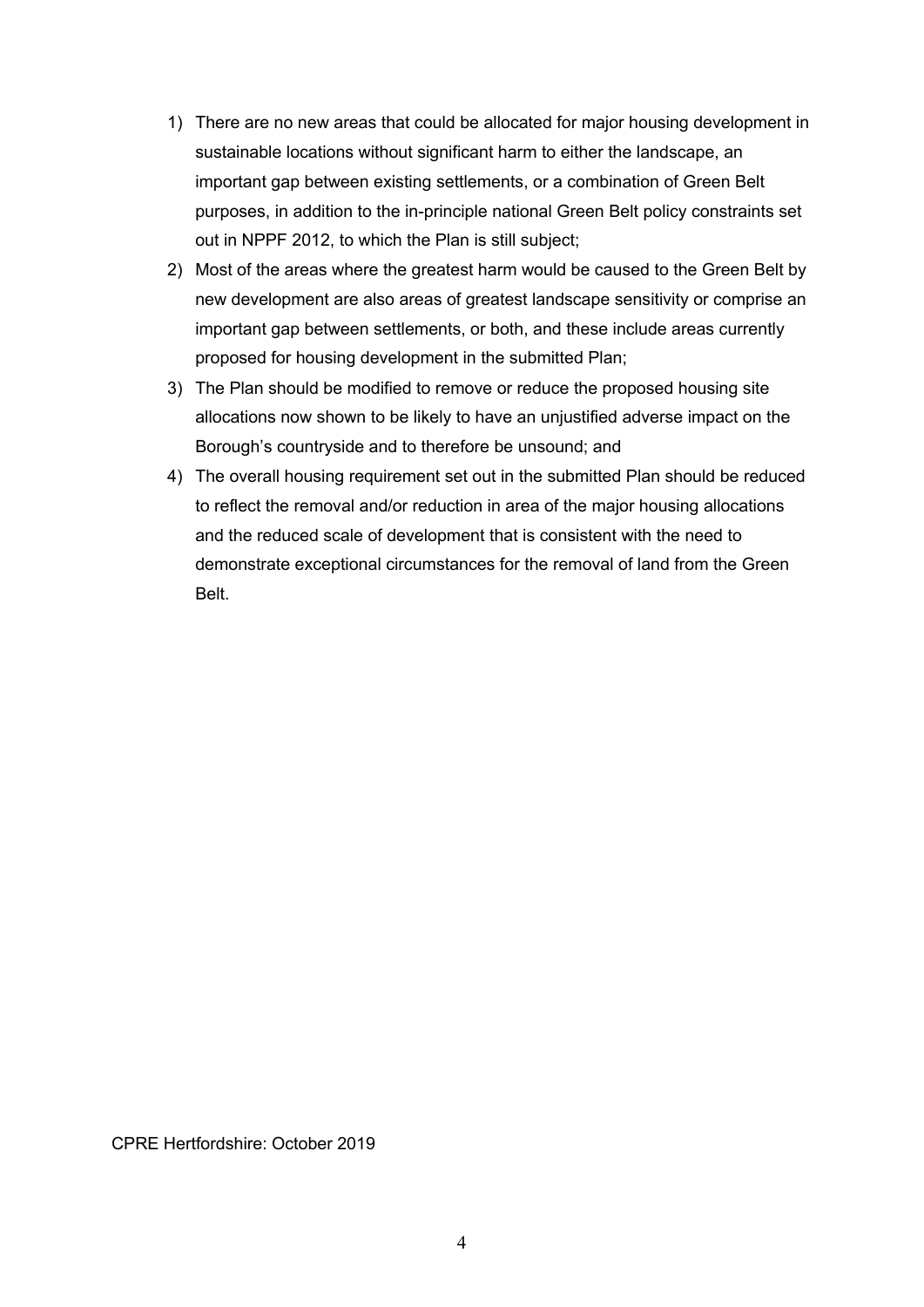1) There are no new areas that could be allocated for major housing development in sustainable locations without significant harm to either the landscape, an important gap between existing settlements, or a combination of Green Belt purposes, in addition to the in-principle national Green Belt policy constraints set out in NPPF 2012, to which the Plan is still subject;
2) Most of the areas where the greatest harm would be caused to the Green Belt by new development are also areas of greatest landscape sensitivity or comprise an important gap between settlements, or both, and these include areas currently proposed for housing development in the submitted Plan;
3) The Plan should be modified to remove or reduce the proposed housing site allocations now shown to be likely to have an unjustified adverse impact on the Borough's countryside and to therefore be unsound; and
4) The overall housing requirement set out in the submitted Plan should be reduced to reflect the removal and/or reduction in area of the major housing allocations and the reduced scale of development that is consistent with the need to demonstrate exceptional circumstances for the removal of land from the Green Belt.

CPRE Hertfordshire: October 2019